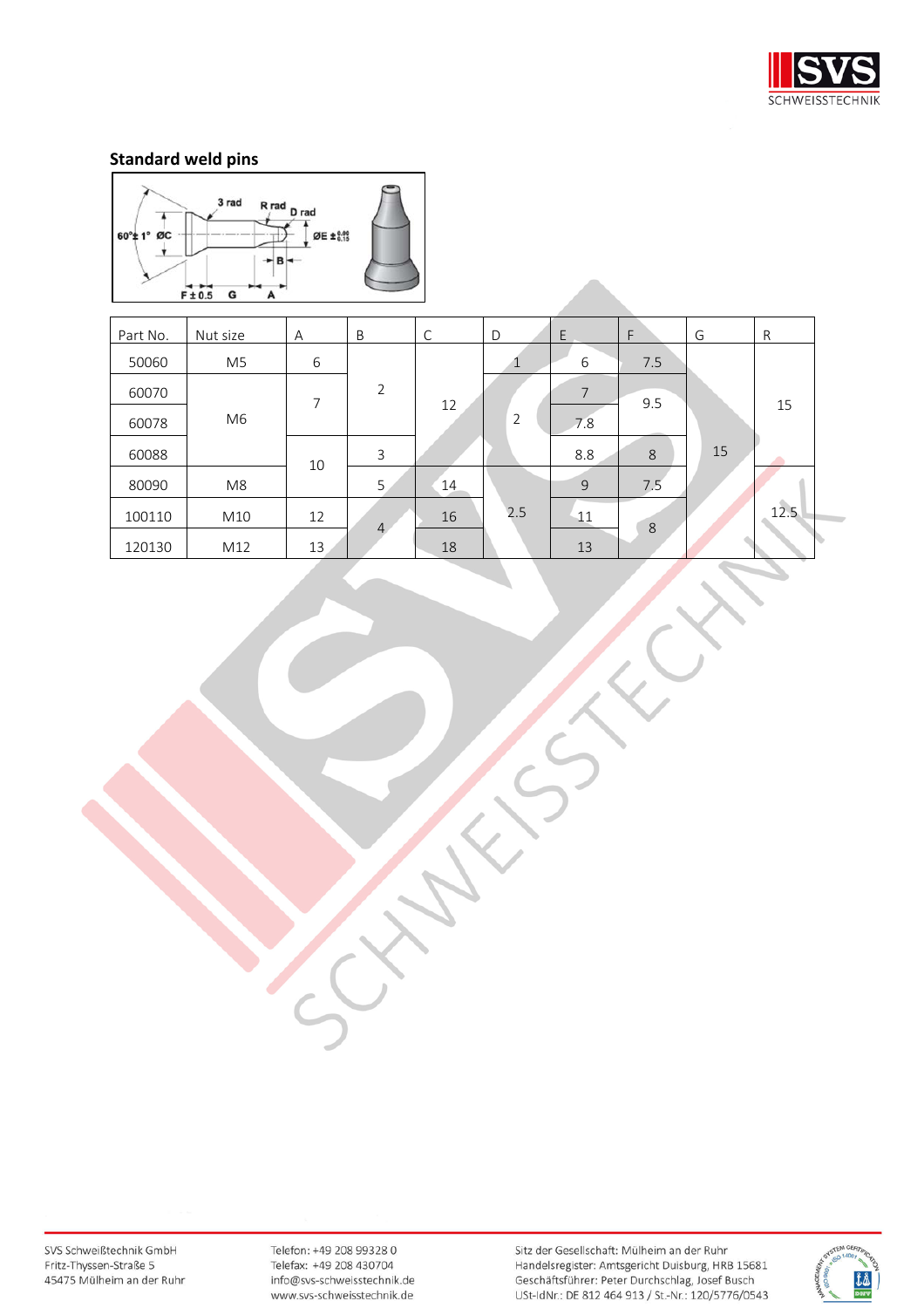## Standard weld pins

| Part No. | Nut size | A | B | C | D | E | F | G | R |
|---|---|---|---|---|---|---|---|---|---|
| 50060 | M5 | 6 | 2 | 12 | 1 | 6 | 7.5 | 15 | 15 |
| 60070 | M6 | 7 | 2 | 12 | 2 | 7 | 9.5 | 15 | 15 |
| 60078 | M6 | 7 | 2 | 12 | 2 | 7.8 | 9.5 | 15 | 15 |
| 60088 | M6 | 10 | 3 | 12 | 2 | 8.8 | 8 | 15 | 15 |
| 80090 | M8 | 10 | 5 | 14 | 2.5 | 9 | 7.5 | 15 | 12.5 |
| 100110 | M10 | 12 | 4 | 16 | 2.5 | 11 | 8 | 15 | 12.5 |
| 120130 | M12 | 13 | 4 | 18 | 2.5 | 13 | 8 | 15 | 12.5 |

SVS Schweißtechnik GmbH
Fritz-Thyssen-Straße 5
45475 Mülheim an der Ruhr

Telefon: +49 208 99328 0
Telefax: +49 208 430704
info@svs-schweisstechnik.de
www.svs-schweisstechnik.de

Sitz der Gesellschaft: Mülheim an der Ruhr
Handelsregister: Amtsgericht Duisburg, HRB 15681
Geschäftsführer: Peter Durchschlag, Josef Busch
USt-IdNr.: DE 812 464 913 / St.-Nr.: 120/5776/0543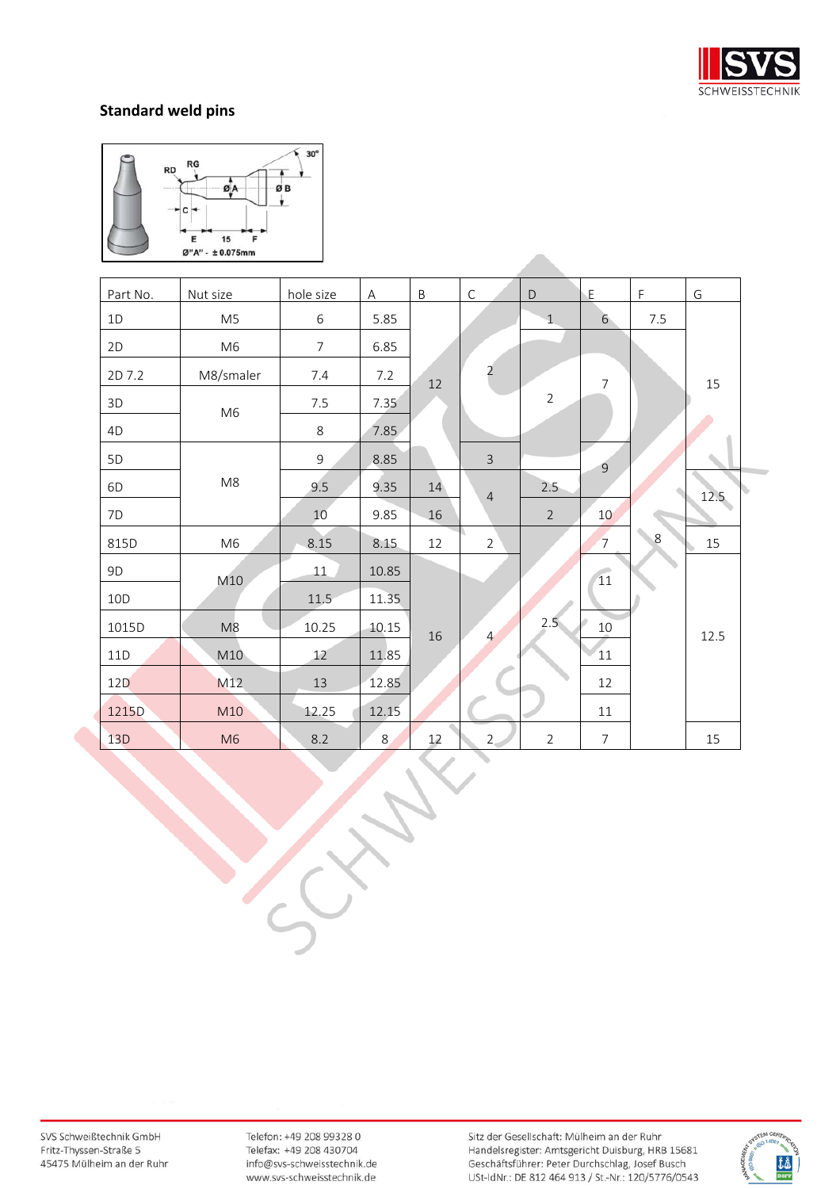## Standard weld pins

RD RG 30° ØA ØB C E 15 F Ø"A" - ± 0.075mm

| Part No. | Nut size | hole size | A | B | C | D | E | F | G |
|---|---|---|---|---|---|---|---|---|---|
| 1D | M5 | 6 | 5.85 | 12 | 2 | 1 | 6 | 7.5 | 15 |
| 2D | M6 | 7 | 6.85 | 12 | 2 | 2 | 7 | | 15 |
| 2D 7.2 | M8/smaler | 7.4 | 7.2 | 12 | 2 | 2 | 7 | | 15 |
| 3D | M6 | 7.5 | 7.35 | 12 | 2 | 2 | 7 | | 15 |
| 4D | M6 | 8 | 7.85 | 12 | 2 | 2 | 7 | | 15 |
| 5D | M8 | 9 | 8.85 | | 3 | | 9 | | |
| 6D | M8 | 9.5 | 9.35 | 14 | 4 | 2.5 | 9 | | 12.5 |
| 7D | M8 | 10 | 9.85 | 16 | 4 | 2 | 10 | | 12.5 |
| 815D | M6 | 8.15 | 8.15 | 12 | 2 | | 7 | 8 | 15 |
| 9D | M10 | 11 | 10.85 | 16 | 4 | 2.5 | 11 | | 12.5 |
| 10D | M10 | 11.5 | 11.35 | 16 | 4 | 2.5 | 11 | | 12.5 |
| 1015D | M8 | 10.25 | 10.15 | 16 | 4 | 2.5 | 10 | | 12.5 |
| 11D | M10 | 12 | 11.85 | 16 | 4 | 2.5 | 11 | | 12.5 |
| 12D | M12 | 13 | 12.85 | 16 | 4 | 2.5 | 12 | | 12.5 |
| 1215D | M10 | 12.25 | 12.15 | 16 | 4 | 2.5 | 11 | | 12.5 |
| 13D | M6 | 8.2 | 8 | 12 | 2 | 2 | 7 | | 15 |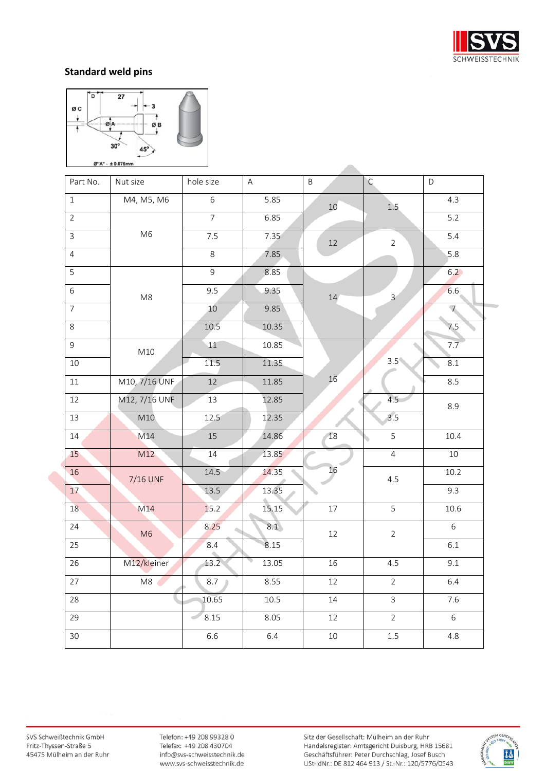## Standard weld pins

| Part No. | Nut size | hole size | A | B | C | D |
|---|---|---|---|---|---|---|
| 1 | M4, M5, M6 | 6 | 5.85 | 10 | 1.5 | 4.3 |
| 2 | M6 | 7 | 6.85 | 10 | 1.5 | 5.2 |
| 3 | M6 | 7.5 | 7.35 | 12 | 2 | 5.4 |
| 4 | M6 | 8 | 7.85 | 12 | 2 | 5.8 |
| 5 | M8 | 9 | 8.85 | 14 | 3 | 6.2 |
| 6 | M8 | 9.5 | 9.35 | 14 | 3 | 6.6 |
| 7 | M8 | 10 | 9.85 | 14 | 3 | 7 |
| 8 | M8 | 10.5 | 10.35 | 14 | 3 | 7.5 |
| 9 | M10 | 11 | 10.85 | 16 | 3.5 | 7.7 |
| 10 | M10 | 11.5 | 11.35 | 16 | 3.5 | 8.1 |
| 11 | M10, 7/16 UNF | 12 | 11.85 | 16 | 3.5 | 8.5 |
| 12 | M12, 7/16 UNF | 13 | 12.85 | 16 | 4.5 | 8.9 |
| 13 | M10 | 12.5 | 12.35 | 16 | 3.5 | 8.9 |
| 14 | M14 | 15 | 14.86 | 18 | 5 | 10.4 |
| 15 | M12 | 14 | 13.85 | 16 | 4 | 10 |
| 16 | 7/16 UNF | 14.5 | 14.35 | 16 | 4.5 | 10.2 |
| 17 | 7/16 UNF | 13.5 | 13.35 | 16 | 4.5 | 9.3 |
| 18 | M14 | 15.2 | 15.15 | 17 | 5 | 10.6 |
| 24 | M6 | 8.25 | 8.1 | 12 | 2 | 6 |
| 25 | M6 | 8.4 | 8.15 | 12 | 2 | 6.1 |
| 26 | M12/kleiner | 13.2 | 13.05 | 16 | 4.5 | 9.1 |
| 27 | M8 | 8.7 | 8.55 | 12 | 2 | 6.4 |
| 28 | | 10.65 | 10.5 | 14 | 3 | 7.6 |
| 29 | | 8.15 | 8.05 | 12 | 2 | 6 |
| 30 | | 6.6 | 6.4 | 10 | 1.5 | 4.8 |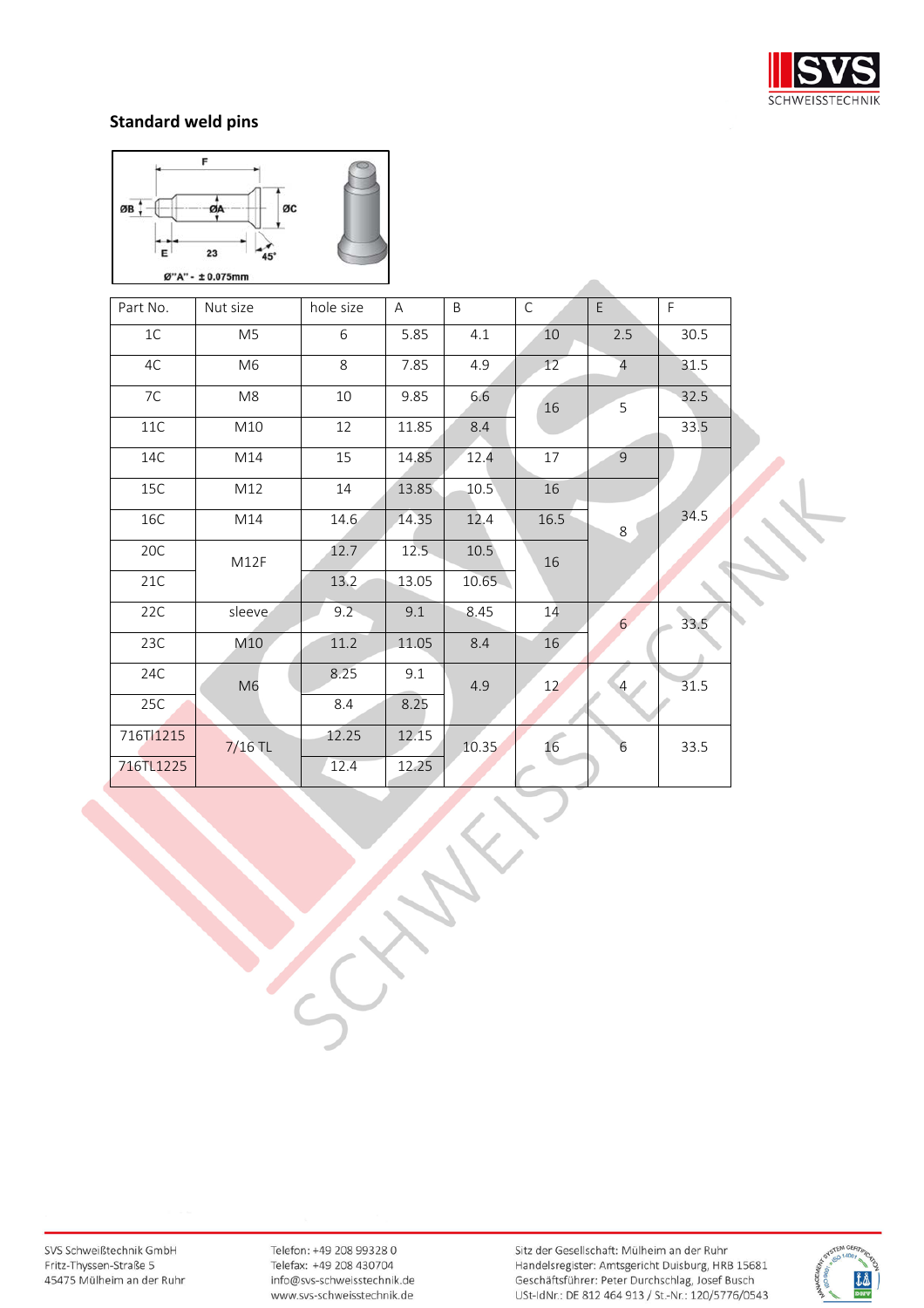## Standard weld pins

| Part No. | Nut size | hole size | A | B | C | E | F |
|---|---|---|---|---|---|---|---|
| 1C | M5 | 6 | 5.85 | 4.1 | 10 | 2.5 | 30.5 |
| 4C | M6 | 8 | 7.85 | 4.9 | 12 | 4 | 31.5 |
| 7C | M8 | 10 | 9.85 | 6.6 | 16 | 5 | 32.5 |
| 11C | M10 | 12 | 11.85 | 8.4 | 16 | 5 | 33.5 |
| 14C | M14 | 15 | 14.85 | 12.4 | 17 | 9 | 34.5 |
| 15C | M12 | 14 | 13.85 | 10.5 | 16 | 8 | 34.5 |
| 16C | M14 | 14.6 | 14.35 | 12.4 | 16.5 | 8 | 34.5 |
| 20C | M12F | 12.7 | 12.5 | 10.5 | 16 | 8 | 34.5 |
| 21C | M12F | 13.2 | 13.05 | 10.65 | 16 | 8 | 34.5 |
| 22C | sleeve | 9.2 | 9.1 | 8.45 | 14 | 6 | 33.5 |
| 23C | M10 | 11.2 | 11.05 | 8.4 | 16 | 6 | 33.5 |
| 24C | M6 | 8.25 | 9.1 | 4.9 | 12 | 4 | 31.5 |
| 25C | M6 | 8.4 | 8.25 | 4.9 | 12 | 4 | 31.5 |
| 716TI1215 | 7/16 TL | 12.25 | 12.15 | 10.35 | 16 | 6 | 33.5 |
| 716TL1225 | 7/16 TL | 12.4 | 12.25 | 10.35 | 16 | 6 | 33.5 |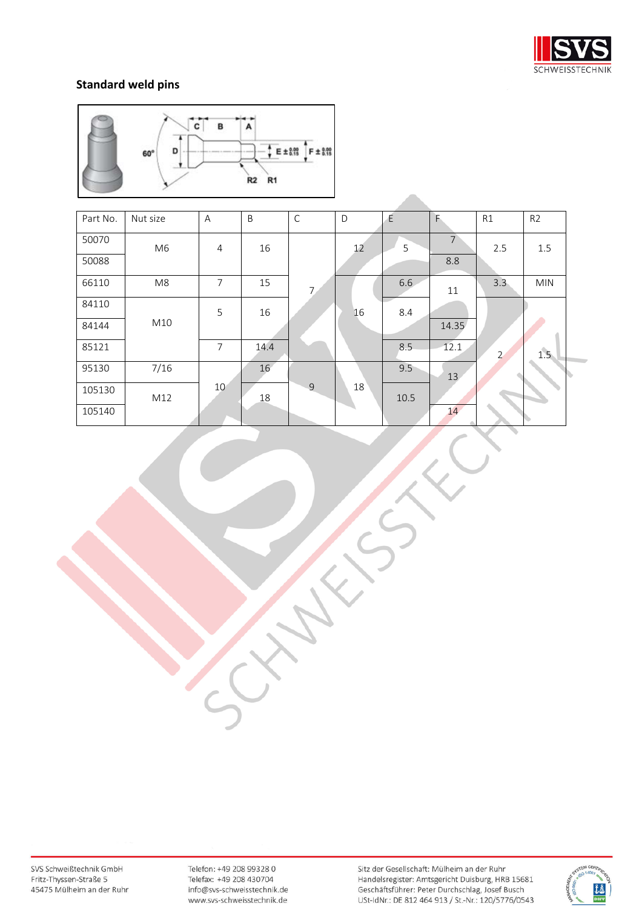## Standard weld pins

| Part No. | Nut size | A | B | C | D | E | F | R1 | R2 |
|---|---|---|---|---|---|---|---|---|---|
| 50070 | M6 | 4 | 16 | 7 | 12 | 5 | 7 | 2.5 | 1.5 |
| 50088 | M6 | 4 | 16 | 7 | 12 | 5 | 8.8 | 2.5 | 1.5 |
| 66110 | M8 | 7 | 15 | 7 | 16 | 6.6 | 11 | 3.3 | MIN |
| 84110 | M10 | 5 | 16 | 7 | 16 | 8.4 | 11 | 2 | 1.5 |
| 84144 | M10 | 5 | 16 | 7 | 16 | 8.4 | 14.35 | 2 | 1.5 |
| 85121 | M10 | 7 | 14.4 | 7 | 16 | 8.5 | 12.1 | 2 | 1.5 |
| 95130 | 7/16 | 10 | 16 | 9 | 18 | 9.5 | 13 | 2 | 1.5 |
| 105130 | M12 | 10 | 18 | 9 | 18 | 10.5 | 13 | 2 | 1.5 |
| 105140 | M12 | 10 | 18 | 9 | 18 | 10.5 | 14 | 2 | 1.5 |